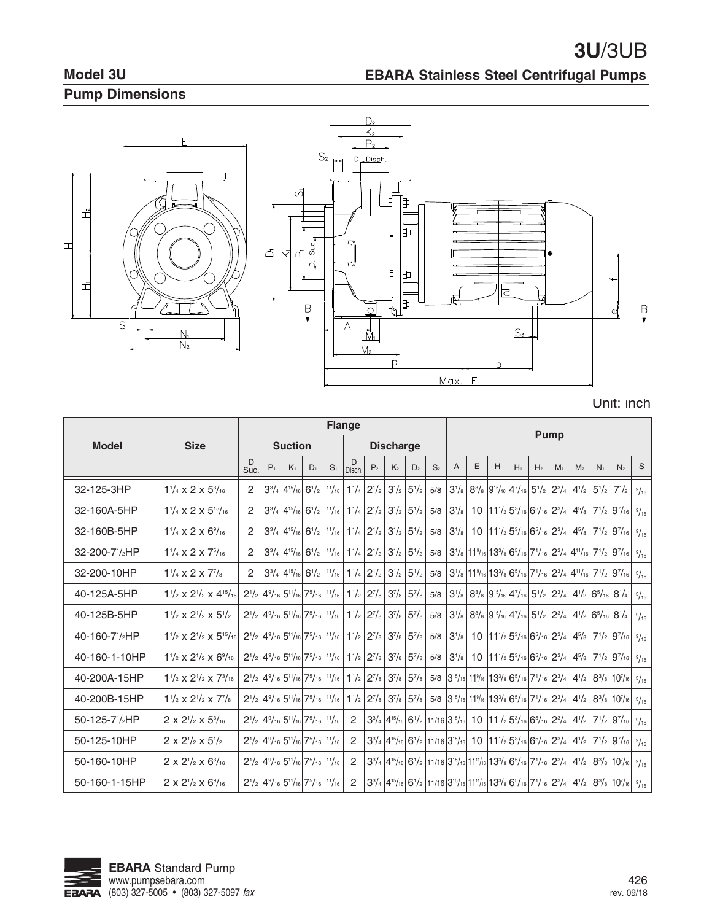# 3U/3UB

## Model 3U

## EBARA Stainless Steel Centrifugal Pumps

## Pump Dimensions

Unit: inch

| Model | Size | Flange | | | | | | | | | | Pump | | | | | | | | | |
|---|---|---|---|---|---|---|---|---|---|---|---|---|---|---|---|---|---|---|---|---|---|
| | | Suction | | | | | Discharge | | | | | | | | | | | | | | |
| | | D Suc. | $P_1$ | $K_1$ | $D_1$ | $S_1$ | D Disch. | $P_2$ | $K_2$ | $D_2$ | $S_2$ | A | E | H | $H_1$ | $H_2$ | $M_1$ | $M_2$ | $N_1$ | $N_2$ | S |
| 32-125-3HP | 1 1/4 x 2 x 5 3/16 | 2 | 3 3/4 | 4 15/16 | 6 1/2 | 11/16 | 1 1/4 | 2 1/2 | 3 1/2 | 5 1/2 | 5/8 | 3 1/8 | 8 3/8 | 9 15/16 | 4 7/16 | 5 1/2 | 2 3/4 | 4 1/2 | 5 1/2 | 7 1/2 | 9/16 |
| 32-160A-5HP | 1 1/4 x 2 x 5 15/16 | 2 | 3 3/4 | 4 15/16 | 6 1/2 | 11/16 | 1 1/4 | 2 1/2 | 3 1/2 | 5 1/2 | 5/8 | 3 1/8 | 10 | 11 1/2 | 5 3/16 | 6 5/16 | 2 3/4 | 4 5/8 | 7 1/2 | 9 7/16 | 9/16 |
| 32-160B-5HP | 1 1/4 x 2 x 6 9/16 | 2 | 3 3/4 | 4 15/16 | 6 1/2 | 11/16 | 1 1/4 | 2 1/2 | 3 1/2 | 5 1/2 | 5/8 | 3 1/8 | 10 | 11 1/2 | 5 3/16 | 6 5/16 | 2 3/4 | 4 5/8 | 7 1/2 | 9 7/16 | 9/16 |
| 32-200-7 1/2HP | 1 1/4 x 2 x 7 5/16 | 2 | 3 3/4 | 4 15/16 | 6 1/2 | 11/16 | 1 1/4 | 2 1/2 | 3 1/2 | 5 1/2 | 5/8 | 3 1/8 | 11 9/16 | 13 3/8 | 6 5/16 | 7 1/16 | 2 3/4 | 4 11/16 | 7 1/2 | 9 7/16 | 9/16 |
| 32-200-10HP | 1 1/4 x 2 x 7 7/8 | 2 | 3 3/4 | 4 15/16 | 6 1/2 | 11/16 | 1 1/4 | 2 1/2 | 3 1/2 | 5 1/2 | 5/8 | 3 1/8 | 11 9/16 | 13 3/8 | 6 5/16 | 7 1/16 | 2 3/4 | 4 11/16 | 7 1/2 | 9 7/16 | 9/16 |
| 40-125A-5HP | 1 1/2 x 2 1/2 x 4 15/16 | 2 1/2 | 4 9/16 | 5 11/16 | 7 5/16 | 11/16 | 1 1/2 | 2 7/8 | 3 7/8 | 5 7/8 | 5/8 | 3 1/8 | 8 3/8 | 9 15/16 | 4 7/16 | 5 1/2 | 2 3/4 | 4 1/2 | 6 5/16 | 8 1/4 | 9/16 |
| 40-125B-5HP | 1 1/2 x 2 1/2 x 5 1/2 | 2 1/2 | 4 9/16 | 5 11/16 | 7 5/16 | 11/16 | 1 1/2 | 2 7/8 | 3 7/8 | 5 7/8 | 5/8 | 3 1/8 | 8 3/8 | 9 15/16 | 4 7/16 | 5 1/2 | 2 3/4 | 4 1/2 | 6 5/16 | 8 1/4 | 9/16 |
| 40-160-7 1/2HP | 1 1/2 x 2 1/2 x 5 15/16 | 2 1/2 | 4 9/16 | 5 11/16 | 7 5/16 | 11/16 | 1 1/2 | 2 7/8 | 3 7/8 | 5 7/8 | 5/8 | 3 1/8 | 10 | 11 1/2 | 5 3/16 | 6 5/16 | 2 3/4 | 4 5/8 | 7 1/2 | 9 7/16 | 9/16 |
| 40-160-1-10HP | 1 1/2 x 2 1/2 x 6 9/16 | 2 1/2 | 4 9/16 | 5 11/16 | 7 5/16 | 11/16 | 1 1/2 | 2 7/8 | 3 7/8 | 5 7/8 | 5/8 | 3 1/8 | 10 | 11 1/2 | 5 3/16 | 6 5/16 | 2 3/4 | 4 5/8 | 7 1/2 | 9 7/16 | 9/16 |
| 40-200A-15HP | 1 1/2 x 2 1/2 x 7 3/16 | 2 1/2 | 4 9/16 | 5 11/16 | 7 5/16 | 11/16 | 1 1/2 | 2 7/8 | 3 7/8 | 5 7/8 | 5/8 | 3 15/16 | 11 9/16 | 13 3/8 | 6 5/16 | 7 1/16 | 2 3/4 | 4 1/2 | 8 3/8 | 10 7/16 | 9/16 |
| 40-200B-15HP | 1 1/2 x 2 1/2 x 7 7/8 | 2 1/2 | 4 9/16 | 5 11/16 | 7 5/16 | 11/16 | 1 1/2 | 2 7/8 | 3 7/8 | 5 7/8 | 5/8 | 3 15/16 | 11 9/16 | 13 3/8 | 6 5/16 | 7 1/16 | 2 3/4 | 4 1/2 | 8 3/8 | 10 7/16 | 9/16 |
| 50-125-7 1/2HP | 2 x 2 1/2 x 5 3/16 | 2 1/2 | 4 9/16 | 5 11/16 | 7 5/16 | 11/16 | 2 | 3 3/4 | 4 15/16 | 6 1/2 | 11/16 | 3 15/16 | 10 | 11 1/2 | 5 3/16 | 6 5/16 | 2 3/4 | 4 1/2 | 7 1/2 | 9 7/16 | 9/16 |
| 50-125-10HP | 2 x 2 1/2 x 5 1/2 | 2 1/2 | 4 9/16 | 5 11/16 | 7 5/16 | 11/16 | 2 | 3 3/4 | 4 15/16 | 6 1/2 | 11/16 | 3 15/16 | 10 | 11 1/2 | 5 3/16 | 6 5/16 | 2 3/4 | 4 1/2 | 7 1/2 | 9 7/16 | 9/16 |
| 50-160-10HP | 2 x 2 1/2 x 6 3/16 | 2 1/2 | 4 9/16 | 5 11/16 | 7 5/16 | 11/16 | 2 | 3 3/4 | 4 15/16 | 6 1/2 | 11/16 | 3 15/16 | 11 11/16 | 13 3/8 | 6 5/16 | 7 1/16 | 2 3/4 | 4 1/2 | 8 3/8 | 10 7/16 | 9/16 |
| 50-160-1-15HP | 2 x 2 1/2 x 6 9/16 | 2 1/2 | 4 9/16 | 5 11/16 | 7 5/16 | 11/16 | 2 | 3 3/4 | 4 15/16 | 6 1/2 | 11/16 | 3 15/16 | 11 11/16 | 13 3/8 | 6 5/16 | 7 1/16 | 2 3/4 | 4 1/2 | 8 3/8 | 10 7/16 | 9/16 |

**EBARA** Standard Pump
www.pumpsebara.com
(803) 327-5005 • (803) 327-5097 *fax*

rev. 09/18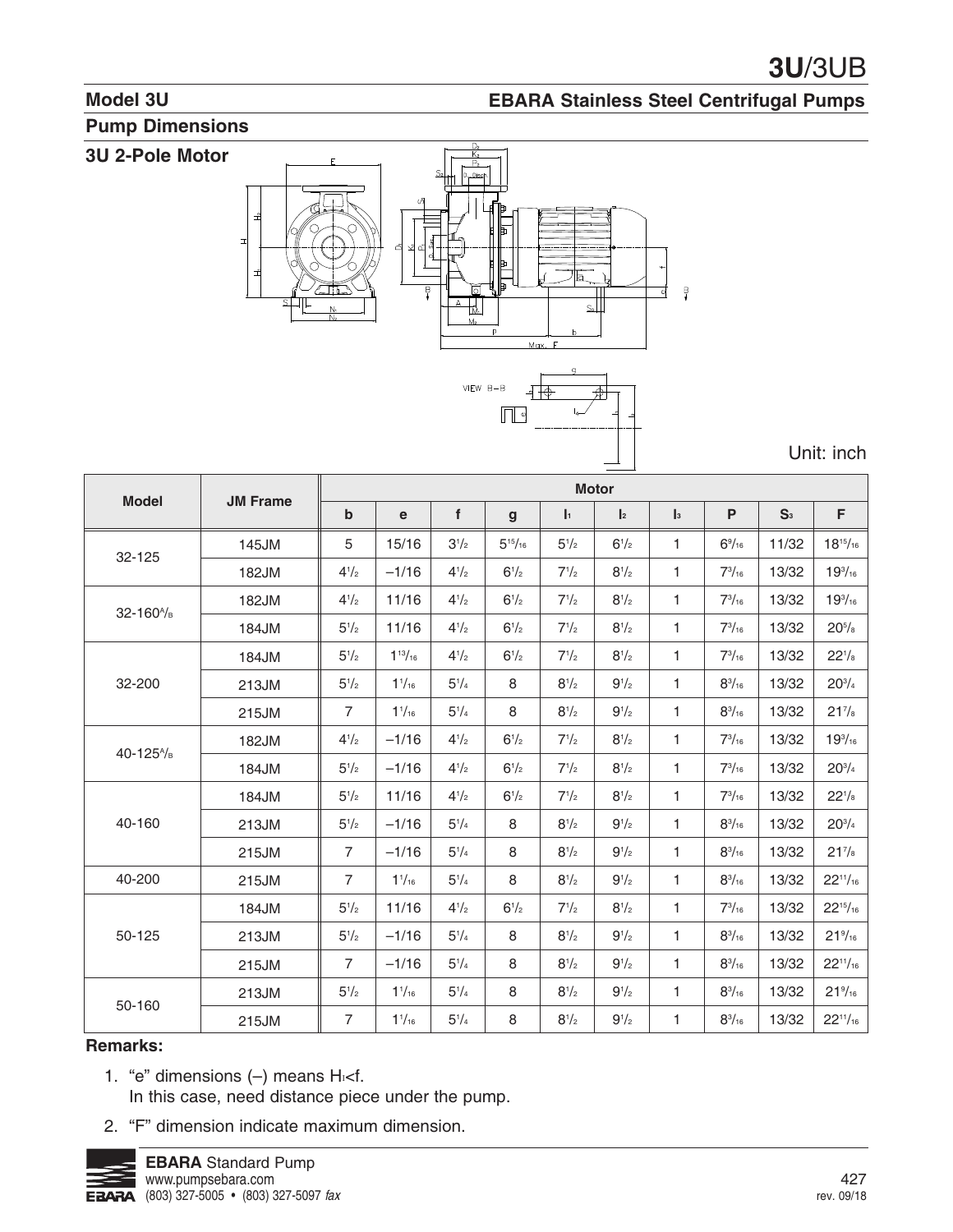## Model 3U

**EBARA Stainless Steel Centrifugal Pumps**

## Pump Dimensions

### 3U 2-Pole Motor

Unit: inch

| Model | JM Frame | Motor | | | | | | | | | |
|---|---|---|---|---|---|---|---|---|---|---|---|
| | | b | e | f | g | $l_1$ | $l_2$ | $l_3$ | P | $S_3$ | F |
| 32-125 | 145JM | 5 | 15/16 | 3 1/2 | 5 15/16 | 5 1/2 | 6 1/2 | 1 | 6 9/16 | 11/32 | 18 15/16 |
| | 182JM | 4 1/2 | –1/16 | 4 1/2 | 6 1/2 | 7 1/2 | 8 1/2 | 1 | 7 3/16 | 13/32 | 19 3/16 |
| 32-160A/B | 182JM | 4 1/2 | 11/16 | 4 1/2 | 6 1/2 | 7 1/2 | 8 1/2 | 1 | 7 3/16 | 13/32 | 19 3/16 |
| | 184JM | 5 1/2 | 11/16 | 4 1/2 | 6 1/2 | 7 1/2 | 8 1/2 | 1 | 7 3/16 | 13/32 | 20 5/8 |
| 32-200 | 184JM | 5 1/2 | 1 13/16 | 4 1/2 | 6 1/2 | 7 1/2 | 8 1/2 | 1 | 7 3/16 | 13/32 | 22 1/8 |
| | 213JM | 5 1/2 | 1 1/16 | 5 1/4 | 8 | 8 1/2 | 9 1/2 | 1 | 8 3/16 | 13/32 | 20 3/4 |
| | 215JM | 7 | 1 1/16 | 5 1/4 | 8 | 8 1/2 | 9 1/2 | 1 | 8 3/16 | 13/32 | 21 7/8 |
| 40-125A/B | 182JM | 4 1/2 | –1/16 | 4 1/2 | 6 1/2 | 7 1/2 | 8 1/2 | 1 | 7 3/16 | 13/32 | 19 3/16 |
| | 184JM | 5 1/2 | –1/16 | 4 1/2 | 6 1/2 | 7 1/2 | 8 1/2 | 1 | 7 3/16 | 13/32 | 20 3/4 |
| 40-160 | 184JM | 5 1/2 | 11/16 | 4 1/2 | 6 1/2 | 7 1/2 | 8 1/2 | 1 | 7 3/16 | 13/32 | 22 1/8 |
| | 213JM | 5 1/2 | –1/16 | 5 1/4 | 8 | 8 1/2 | 9 1/2 | 1 | 8 3/16 | 13/32 | 20 3/4 |
| | 215JM | 7 | –1/16 | 5 1/4 | 8 | 8 1/2 | 9 1/2 | 1 | 8 3/16 | 13/32 | 21 7/8 |
| 40-200 | 215JM | 7 | 1 1/16 | 5 1/4 | 8 | 8 1/2 | 9 1/2 | 1 | 8 3/16 | 13/32 | 22 11/16 |
| 50-125 | 184JM | 5 1/2 | 11/16 | 4 1/2 | 6 1/2 | 7 1/2 | 8 1/2 | 1 | 7 3/16 | 13/32 | 22 15/16 |
| | 213JM | 5 1/2 | –1/16 | 5 1/4 | 8 | 8 1/2 | 9 1/2 | 1 | 8 3/16 | 13/32 | 21 9/16 |
| | 215JM | 7 | –1/16 | 5 1/4 | 8 | 8 1/2 | 9 1/2 | 1 | 8 3/16 | 13/32 | 22 11/16 |
| 50-160 | 213JM | 5 1/2 | 1 1/16 | 5 1/4 | 8 | 8 1/2 | 9 1/2 | 1 | 8 3/16 | 13/32 | 21 9/16 |
| | 215JM | 7 | 1 1/16 | 5 1/4 | 8 | 8 1/2 | 9 1/2 | 1 | 8 3/16 | 13/32 | 22 11/16 |

**Remarks:**

1. "e" dimensions (–) means $H_1$<f.
   In this case, need distance piece under the pump.
2. "F" dimension indicate maximum dimension.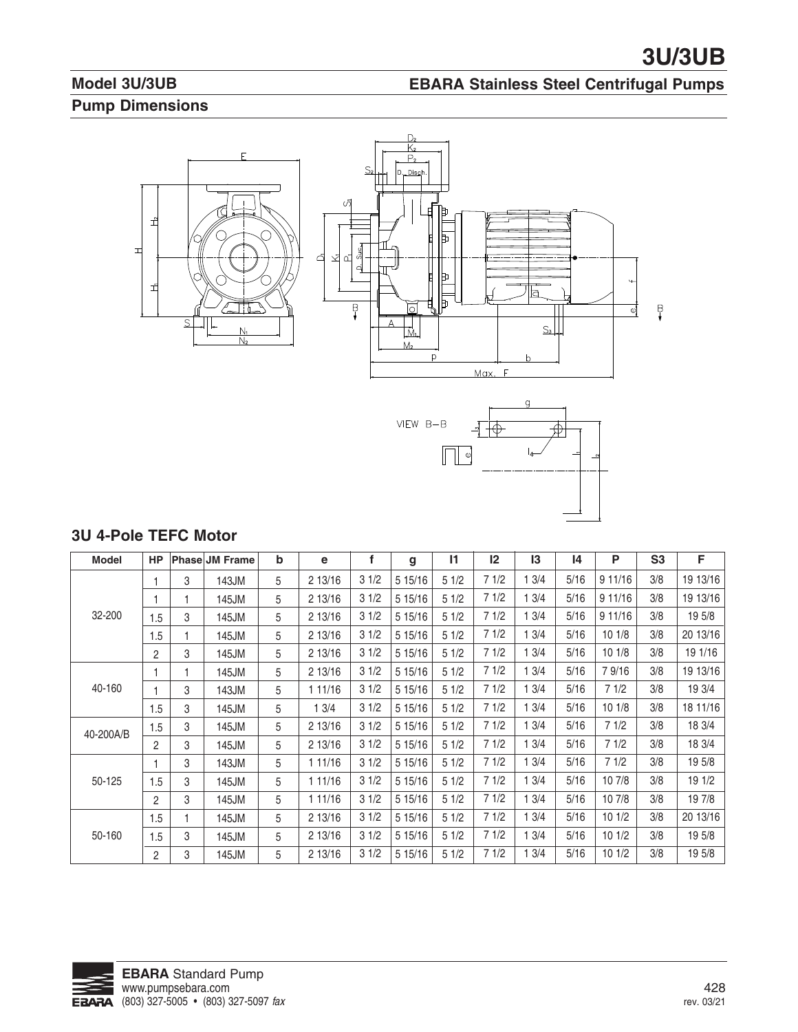# 3U/3UB

## Model 3U/3UB

## EBARA Stainless Steel Centrifugal Pumps

## Pump Dimensions

### 3U 4-Pole TEFC Motor

| Model | HP | Phase | JM Frame | b | e | f | g | I1 | I2 | I3 | I4 | P | S3 | F |
|---|---|---|---|---|---|---|---|---|---|---|---|---|---|---|
| 32-200 | 1 | 3 | 143JM | 5 | 2 13/16 | 3 1/2 | 5 15/16 | 5 1/2 | 7 1/2 | 1 3/4 | 5/16 | 9 11/16 | 3/8 | 19 13/16 |
| | 1 | 1 | 145JM | 5 | 2 13/16 | 3 1/2 | 5 15/16 | 5 1/2 | 7 1/2 | 1 3/4 | 5/16 | 9 11/16 | 3/8 | 19 13/16 |
| | 1.5 | 3 | 145JM | 5 | 2 13/16 | 3 1/2 | 5 15/16 | 5 1/2 | 7 1/2 | 1 3/4 | 5/16 | 9 11/16 | 3/8 | 19 5/8 |
| | 1.5 | 1 | 145JM | 5 | 2 13/16 | 3 1/2 | 5 15/16 | 5 1/2 | 7 1/2 | 1 3/4 | 5/16 | 10 1/8 | 3/8 | 20 13/16 |
| | 2 | 3 | 145JM | 5 | 2 13/16 | 3 1/2 | 5 15/16 | 5 1/2 | 7 1/2 | 1 3/4 | 5/16 | 10 1/8 | 3/8 | 19 1/16 |
| 40-160 | 1 | 1 | 145JM | 5 | 2 13/16 | 3 1/2 | 5 15/16 | 5 1/2 | 7 1/2 | 1 3/4 | 5/16 | 7 9/16 | 3/8 | 19 13/16 |
| | 1 | 3 | 143JM | 5 | 1 11/16 | 3 1/2 | 5 15/16 | 5 1/2 | 7 1/2 | 1 3/4 | 5/16 | 7 1/2 | 3/8 | 19 3/4 |
| | 1.5 | 3 | 145JM | 5 | 1 3/4 | 3 1/2 | 5 15/16 | 5 1/2 | 7 1/2 | 1 3/4 | 5/16 | 10 1/8 | 3/8 | 18 11/16 |
| 40-200A/B | 1.5 | 3 | 145JM | 5 | 2 13/16 | 3 1/2 | 5 15/16 | 5 1/2 | 7 1/2 | 1 3/4 | 5/16 | 7 1/2 | 3/8 | 18 3/4 |
| | 2 | 3 | 145JM | 5 | 2 13/16 | 3 1/2 | 5 15/16 | 5 1/2 | 7 1/2 | 1 3/4 | 5/16 | 7 1/2 | 3/8 | 18 3/4 |
| 50-125 | 1 | 3 | 143JM | 5 | 1 11/16 | 3 1/2 | 5 15/16 | 5 1/2 | 7 1/2 | 1 3/4 | 5/16 | 7 1/2 | 3/8 | 19 5/8 |
| | 1.5 | 3 | 145JM | 5 | 1 11/16 | 3 1/2 | 5 15/16 | 5 1/2 | 7 1/2 | 1 3/4 | 5/16 | 10 7/8 | 3/8 | 19 1/2 |
| | 2 | 3 | 145JM | 5 | 1 11/16 | 3 1/2 | 5 15/16 | 5 1/2 | 7 1/2 | 1 3/4 | 5/16 | 10 7/8 | 3/8 | 19 7/8 |
| 50-160 | 1.5 | 1 | 145JM | 5 | 2 13/16 | 3 1/2 | 5 15/16 | 5 1/2 | 7 1/2 | 1 3/4 | 5/16 | 10 1/2 | 3/8 | 20 13/16 |
| | 1.5 | 3 | 145JM | 5 | 2 13/16 | 3 1/2 | 5 15/16 | 5 1/2 | 7 1/2 | 1 3/4 | 5/16 | 10 1/2 | 3/8 | 19 5/8 |
| | 2 | 3 | 145JM | 5 | 2 13/16 | 3 1/2 | 5 15/16 | 5 1/2 | 7 1/2 | 1 3/4 | 5/16 | 10 1/2 | 3/8 | 19 5/8 |

**EBARA** Standard Pump
www.pumpsebara.com
(803) 327-5005 • (803) 327-5097 *fax*

rev. 03/21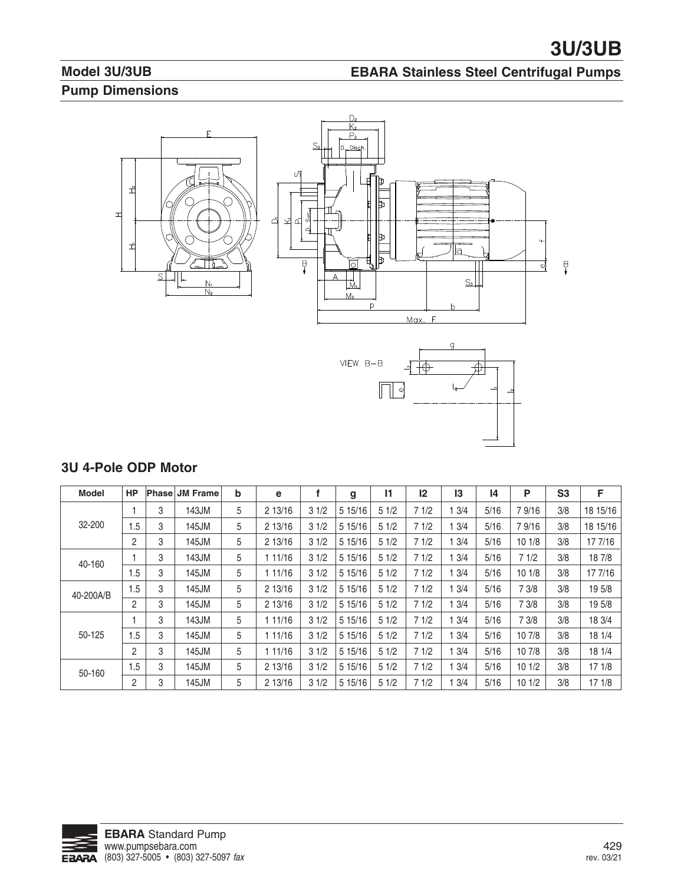# 3U/3UB

## Model 3U/3UB

## EBARA Stainless Steel Centrifugal Pumps

### Pump Dimensions

### 3U 4-Pole ODP Motor

| Model | HP | Phase | JM Frame | b | e | f | g | l1 | l2 | l3 | l4 | P | S3 | F |
|---|---|---|---|---|---|---|---|---|---|---|---|---|---|---|
| 32-200 | 1 | 3 | 143JM | 5 | 2 13/16 | 3 1/2 | 5 15/16 | 5 1/2 | 7 1/2 | 1 3/4 | 5/16 | 7 9/16 | 3/8 | 18 15/16 |
| | 1.5 | 3 | 145JM | 5 | 2 13/16 | 3 1/2 | 5 15/16 | 5 1/2 | 7 1/2 | 1 3/4 | 5/16 | 7 9/16 | 3/8 | 18 15/16 |
| | 2 | 3 | 145JM | 5 | 2 13/16 | 3 1/2 | 5 15/16 | 5 1/2 | 7 1/2 | 1 3/4 | 5/16 | 10 1/8 | 3/8 | 17 7/16 |
| 40-160 | 1 | 3 | 143JM | 5 | 1 11/16 | 3 1/2 | 5 15/16 | 5 1/2 | 7 1/2 | 1 3/4 | 5/16 | 7 1/2 | 3/8 | 18 7/8 |
| | 1.5 | 3 | 145JM | 5 | 1 11/16 | 3 1/2 | 5 15/16 | 5 1/2 | 7 1/2 | 1 3/4 | 5/16 | 10 1/8 | 3/8 | 17 7/16 |
| 40-200A/B | 1.5 | 3 | 145JM | 5 | 2 13/16 | 3 1/2 | 5 15/16 | 5 1/2 | 7 1/2 | 1 3/4 | 5/16 | 7 3/8 | 3/8 | 19 5/8 |
| | 2 | 3 | 145JM | 5 | 2 13/16 | 3 1/2 | 5 15/16 | 5 1/2 | 7 1/2 | 1 3/4 | 5/16 | 7 3/8 | 3/8 | 19 5/8 |
| 50-125 | 1 | 3 | 143JM | 5 | 1 11/16 | 3 1/2 | 5 15/16 | 5 1/2 | 7 1/2 | 1 3/4 | 5/16 | 7 3/8 | 3/8 | 18 3/4 |
| | 1.5 | 3 | 145JM | 5 | 1 11/16 | 3 1/2 | 5 15/16 | 5 1/2 | 7 1/2 | 1 3/4 | 5/16 | 10 7/8 | 3/8 | 18 1/4 |
| | 2 | 3 | 145JM | 5 | 1 11/16 | 3 1/2 | 5 15/16 | 5 1/2 | 7 1/2 | 1 3/4 | 5/16 | 10 7/8 | 3/8 | 18 1/4 |
| 50-160 | 1.5 | 3 | 145JM | 5 | 2 13/16 | 3 1/2 | 5 15/16 | 5 1/2 | 7 1/2 | 1 3/4 | 5/16 | 10 1/2 | 3/8 | 17 1/8 |
| | 2 | 3 | 145JM | 5 | 2 13/16 | 3 1/2 | 5 15/16 | 5 1/2 | 7 1/2 | 1 3/4 | 5/16 | 10 1/2 | 3/8 | 17 1/8 |

**EBARA** Standard Pump
www.pumpsebara.com
(803) 327-5005 • (803) 327-5097 *fax*

rev. 03/21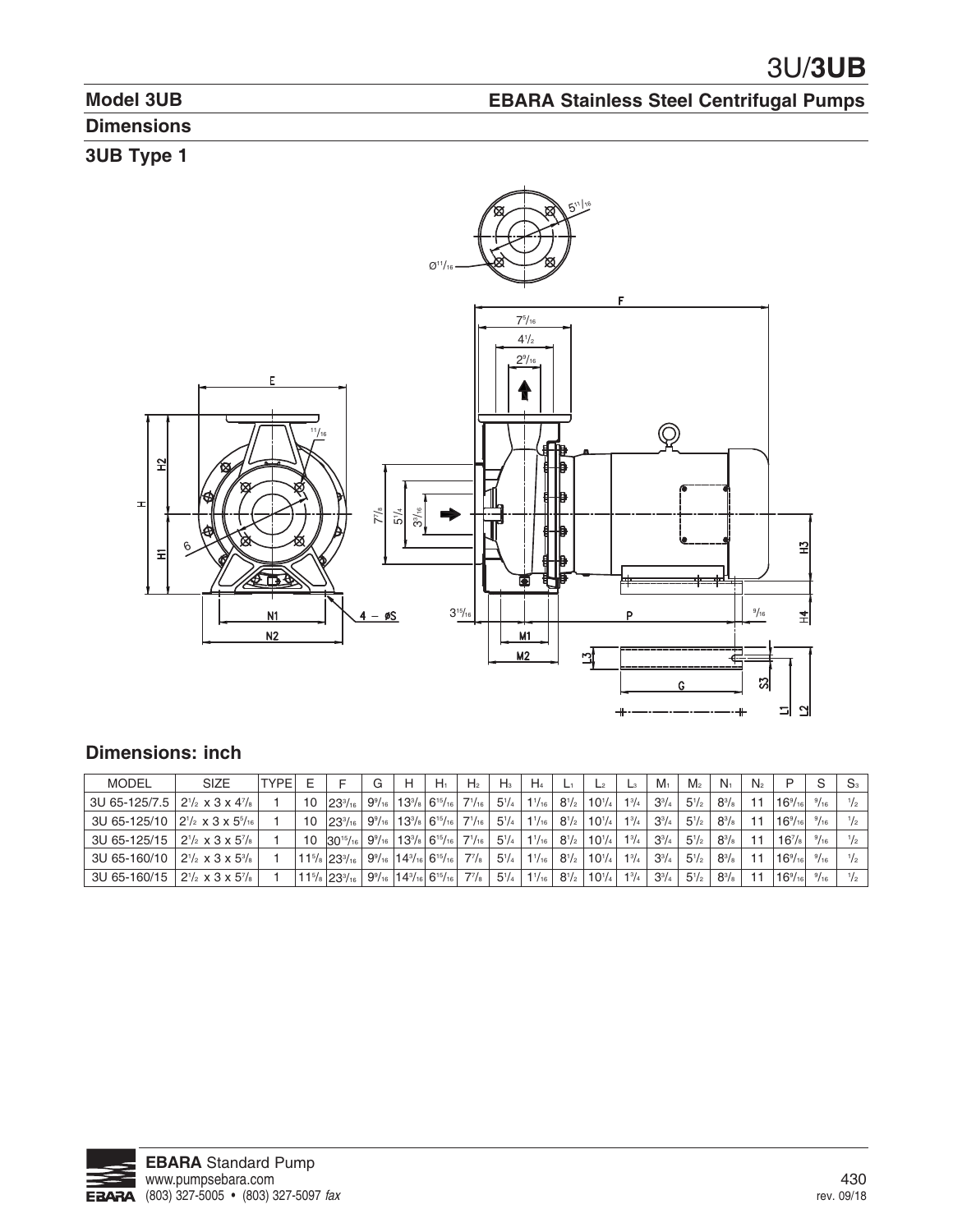## Model 3UB

## EBARA Stainless Steel Centrifugal Pumps

### Dimensions

### 3UB Type 1

### Dimensions: inch

| MODEL | SIZE | TYPE | E | F | G | H | H1 | H2 | H3 | H4 | L1 | L2 | L3 | M1 | M2 | N1 | N2 | P | S | S3 |
|---|---|---|---|---|---|---|---|---|---|---|---|---|---|---|---|---|---|---|---|---|
| 3U 65-125/7.5 | 2 1/2 x 3 x 4 7/8 | 1 | 10 | 23 3/16 | 9 9/16 | 13 3/8 | 6 15/16 | 7 1/16 | 5 1/4 | 1 1/16 | 8 1/2 | 10 1/4 | 1 3/4 | 3 3/4 | 5 1/2 | 8 3/8 | 11 | 16 9/16 | 9/16 | 1/2 |
| 3U 65-125/10 | 2 1/2 x 3 x 5 5/16 | 1 | 10 | 23 3/16 | 9 9/16 | 13 3/8 | 6 15/16 | 7 1/16 | 5 1/4 | 1 1/16 | 8 1/2 | 10 1/4 | 1 3/4 | 3 3/4 | 5 1/2 | 8 3/8 | 11 | 16 9/16 | 9/16 | 1/2 |
| 3U 65-125/15 | 2 1/2 x 3 x 5 7/8 | 1 | 10 | 30 15/16 | 9 9/16 | 13 3/8 | 6 15/16 | 7 1/16 | 5 1/4 | 1 1/16 | 8 1/2 | 10 1/4 | 1 3/4 | 3 3/4 | 5 1/2 | 8 3/8 | 11 | 16 7/8 | 9/16 | 1/2 |
| 3U 65-160/10 | 2 1/2 x 3 x 5 3/8 | 1 | 11 5/8 | 23 3/16 | 9 9/16 | 14 3/16 | 6 15/16 | 7 7/8 | 5 1/4 | 1 1/16 | 8 1/2 | 10 1/4 | 1 3/4 | 3 3/4 | 5 1/2 | 8 3/8 | 11 | 16 9/16 | 9/16 | 1/2 |
| 3U 65-160/15 | 2 1/2 x 3 x 5 7/8 | 1 | 11 5/8 | 23 3/16 | 9 9/16 | 14 3/16 | 6 15/16 | 7 7/8 | 5 1/4 | 1 1/16 | 8 1/2 | 10 1/4 | 1 3/4 | 3 3/4 | 5 1/2 | 8 3/8 | 11 | 16 9/16 | 9/16 | 1/2 |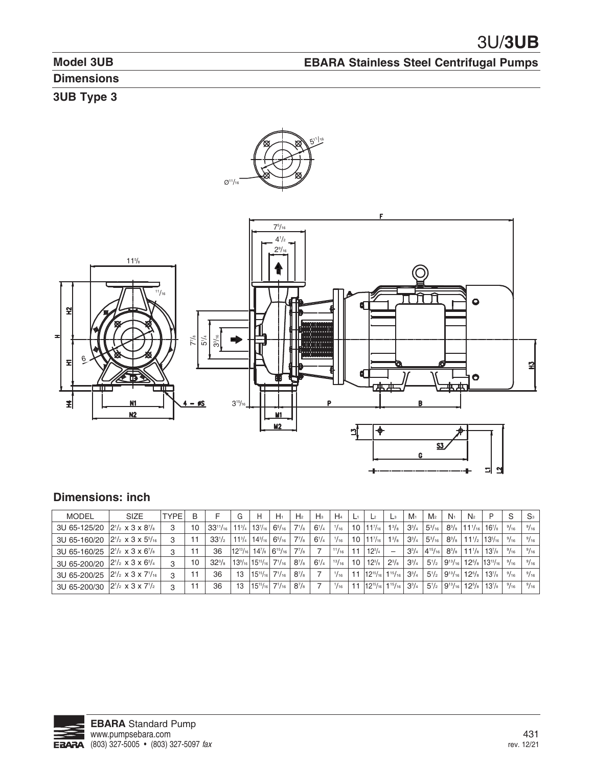# 3U/3UB

## Model 3UB

## EBARA Stainless Steel Centrifugal Pumps

## Dimensions

### 3UB Type 3

5 11/16

Ø11/16

F

7 5/16

4 1/2

2 9/16

11 5/8

11/16

H2

H

H1

6

H4

N1

N2

4 - ØS

7 7/8

5 1/4

3 3/16

3 15/16

M1

M2

P

B

H3

L3

S3

G

L1

L2

### Dimensions: inch

| MODEL | SIZE | TYPE | B | F | G | H | $H_1$ | $H_2$ | $H_3$ | $H_4$ | $L_1$ | $L_2$ | $L_3$ | $M_1$ | $M_2$ | $N_1$ | $N_2$ | P | S | $S_3$ |
|---|---|---|---|---|---|---|---|---|---|---|---|---|---|---|---|---|---|---|---|---|
| 3U 65-125/20 | 2 1/2 x 3 x 8 7/8 | 3 | 10 | 33 11/16 | 11 3/4 | 13 7/16 | 6 5/16 | 7 1/8 | 6 1/4 | 1/16 | 10 | 11 7/16 | 1 3/8 | 3 3/4 | 5 3/16 | 8 3/8 | 11 1/16 | 16 7/8 | 9/16 | 9/16 |
| 3U 65-160/20 | 2 1/2 x 3 x 5 5/16 | 3 | 11 | 33 1/2 | 11 3/4 | 14 3/16 | 6 5/16 | 7 7/8 | 6 1/4 | 1/16 | 10 | 11 7/16 | 1 3/8 | 3 3/4 | 5 3/16 | 8 3/8 | 11 1/2 | 13 5/16 | 9/16 | 9/16 |
| 3U 65-160/25 | 2 1/2 x 3 x 6 7/8 | 3 | 11 | 36 | 12 13/16 | 14 7/8 | 6 15/16 | 7 7/8 | 7 | 11/16 | 11 | 12 3/4 | – | 3 3/4 | 4 15/16 | 8 3/8 | 11 1/8 | 13 7/8 | 9/16 | 9/16 |
| 3U 65-200/20 | 2 1/2 x 3 x 6 3/4 | 3 | 10 | 32 5/8 | 13 9/16 | 15 15/16 | 7 1/16 | 8 7/8 | 6 1/4 | 13/16 | 10 | 12 3/8 | 2 3/8 | 3 3/4 | 5 1/2 | 9 13/16 | 12 5/8 | 13 13/16 | 9/16 | 9/16 |
| 3U 65-200/25 | 2 1/2 x 3 x 7 1/16 | 3 | 11 | 36 | 13 | 15 15/16 | 7 1/16 | 8 7/8 | 7 | 1/16 | 11 | 12 15/16 | 1 15/16 | 3 3/4 | 5 1/2 | 9 13/16 | 12 5/8 | 13 7/8 | 9/16 | 9/16 |
| 3U 65-200/30 | 2 1/2 x 3 x 7 1/2 | 3 | 11 | 36 | 13 | 15 15/16 | 7 1/16 | 8 7/8 | 7 | 1/16 | 11 | 12 15/16 | 1 15/16 | 3 3/4 | 5 1/2 | 9 13/16 | 12 5/8 | 13 7/8 | 9/16 | 9/16 |

**EBARA** Standard Pump
www.pumpsebara.com
(803) 327-5005 • (803) 327-5097 *fax*

rev. 12/21